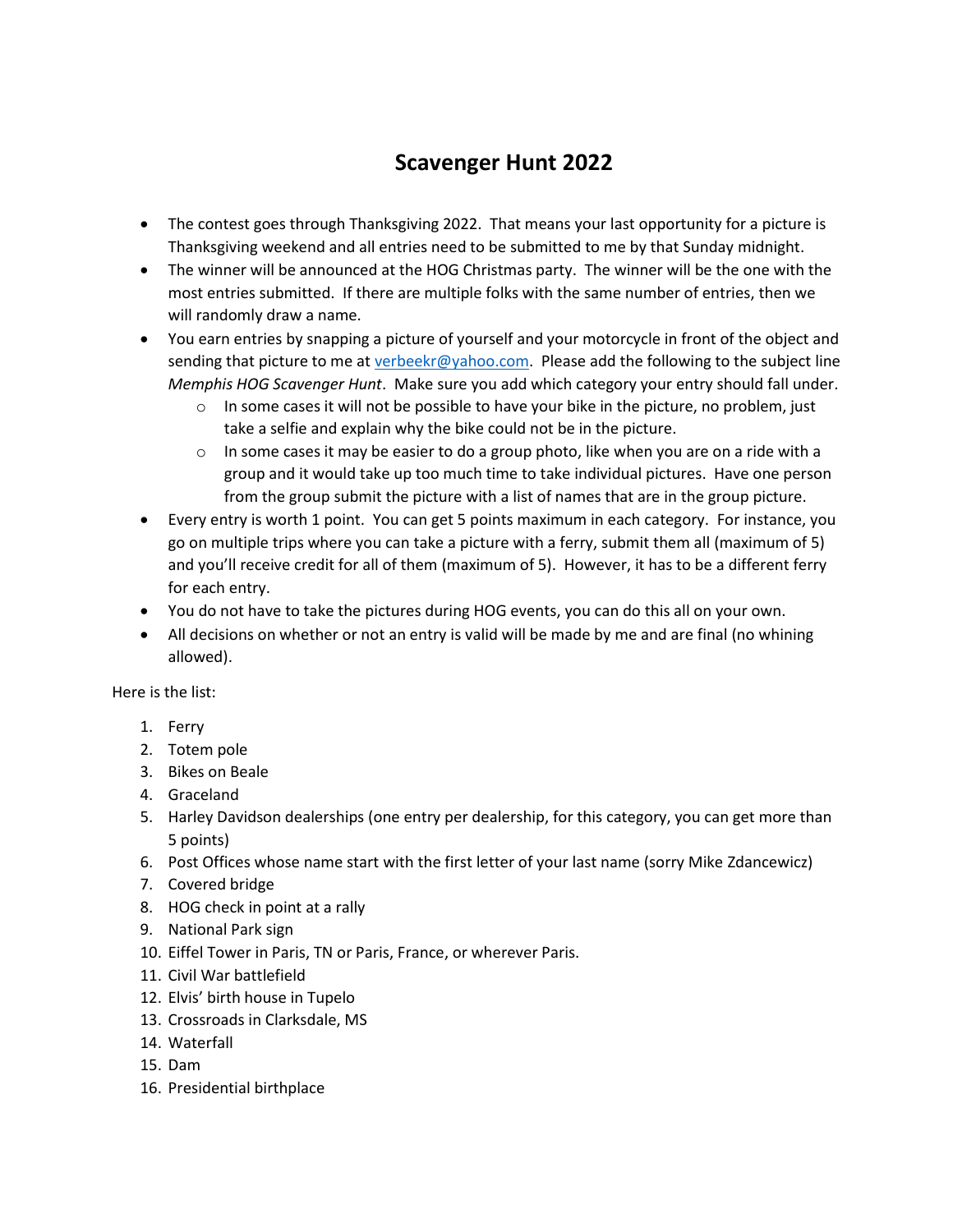# Scavenger Hunt 2022

- The contest goes through Thanksgiving 2022. That means your last opportunity for a picture is Thanksgiving weekend and all entries need to be submitted to me by that Sunday midnight.
- The winner will be announced at the HOG Christmas party. The winner will be the one with the most entries submitted. If there are multiple folks with the same number of entries, then we will randomly draw a name.
- You earn entries by snapping a picture of yourself and your motorcycle in front of the object and sending that picture to me at [verbeekr@yahoo.com](mailto:verbeekr@yahoo.com). Please add the following to the subject line *Memphis HOG Scavenger Hunt*. Make sure you add which category your entry should fall under.
    - In some cases it will not be possible to have your bike in the picture, no problem, just take a selfie and explain why the bike could not be in the picture.
    - In some cases it may be easier to do a group photo, like when you are on a ride with a group and it would take up too much time to take individual pictures. Have one person from the group submit the picture with a list of names that are in the group picture.
- Every entry is worth 1 point. You can get 5 points maximum in each category. For instance, you go on multiple trips where you can take a picture with a ferry, submit them all (maximum of 5) and you'll receive credit for all of them (maximum of 5). However, it has to be a different ferry for each entry.
- You do not have to take the pictures during HOG events, you can do this all on your own.
- All decisions on whether or not an entry is valid will be made by me and are final (no whining allowed).

Here is the list:

1. Ferry
2. Totem pole
3. Bikes on Beale
4. Graceland
5. Harley Davidson dealerships (one entry per dealership, for this category, you can get more than 5 points)
6. Post Offices whose name start with the first letter of your last name (sorry Mike Zdancewicz)
7. Covered bridge
8. HOG check in point at a rally
9. National Park sign
10. Eiffel Tower in Paris, TN or Paris, France, or wherever Paris.
11. Civil War battlefield
12. Elvis' birth house in Tupelo
13. Crossroads in Clarksdale, MS
14. Waterfall
15. Dam
16. Presidential birthplace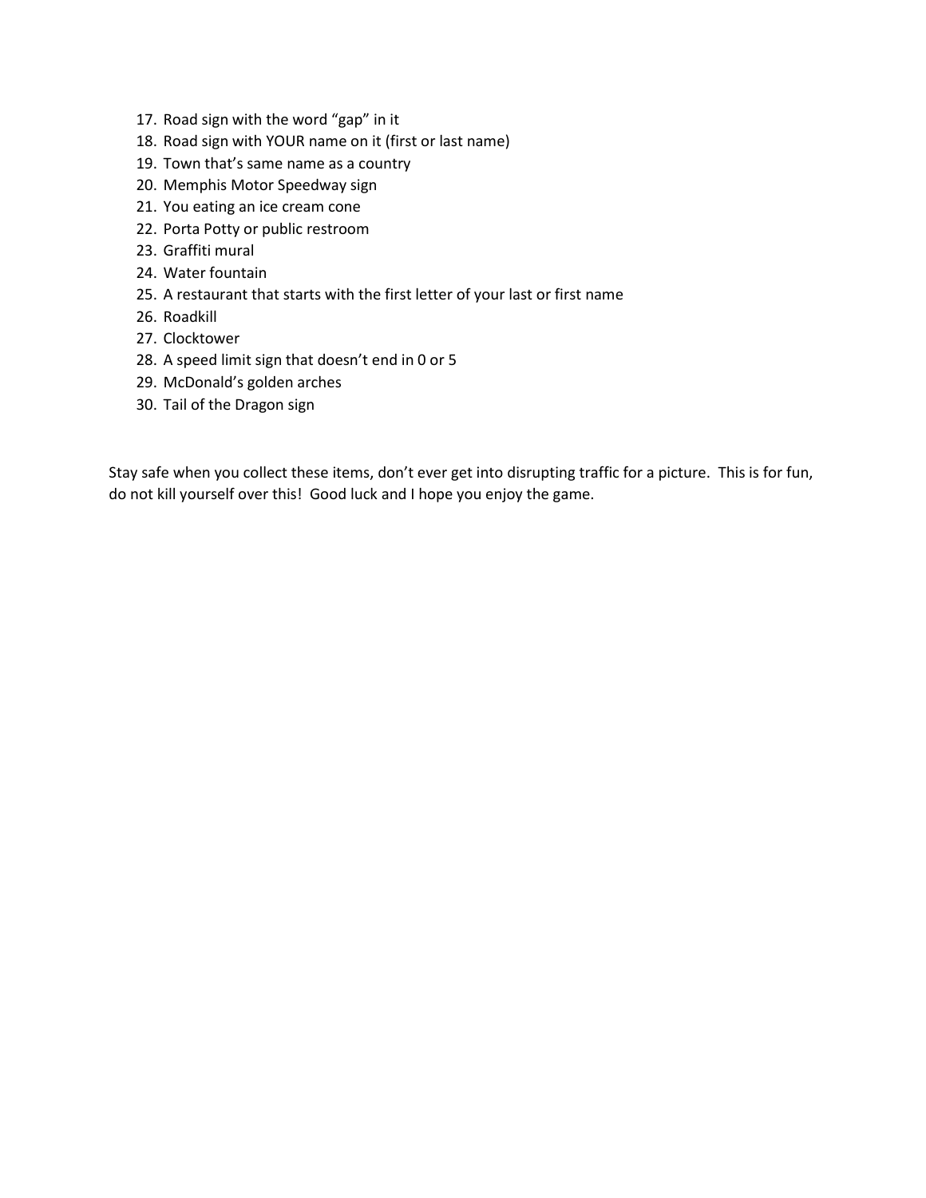17. Road sign with the word "gap" in it
18. Road sign with YOUR name on it (first or last name)
19. Town that's same name as a country
20. Memphis Motor Speedway sign
21. You eating an ice cream cone
22. Porta Potty or public restroom
23. Graffiti mural
24. Water fountain
25. A restaurant that starts with the first letter of your last or first name
26. Roadkill
27. Clocktower
28. A speed limit sign that doesn't end in 0 or 5
29. McDonald's golden arches
30. Tail of the Dragon sign

Stay safe when you collect these items, don't ever get into disrupting traffic for a picture. This is for fun, do not kill yourself over this! Good luck and I hope you enjoy the game.